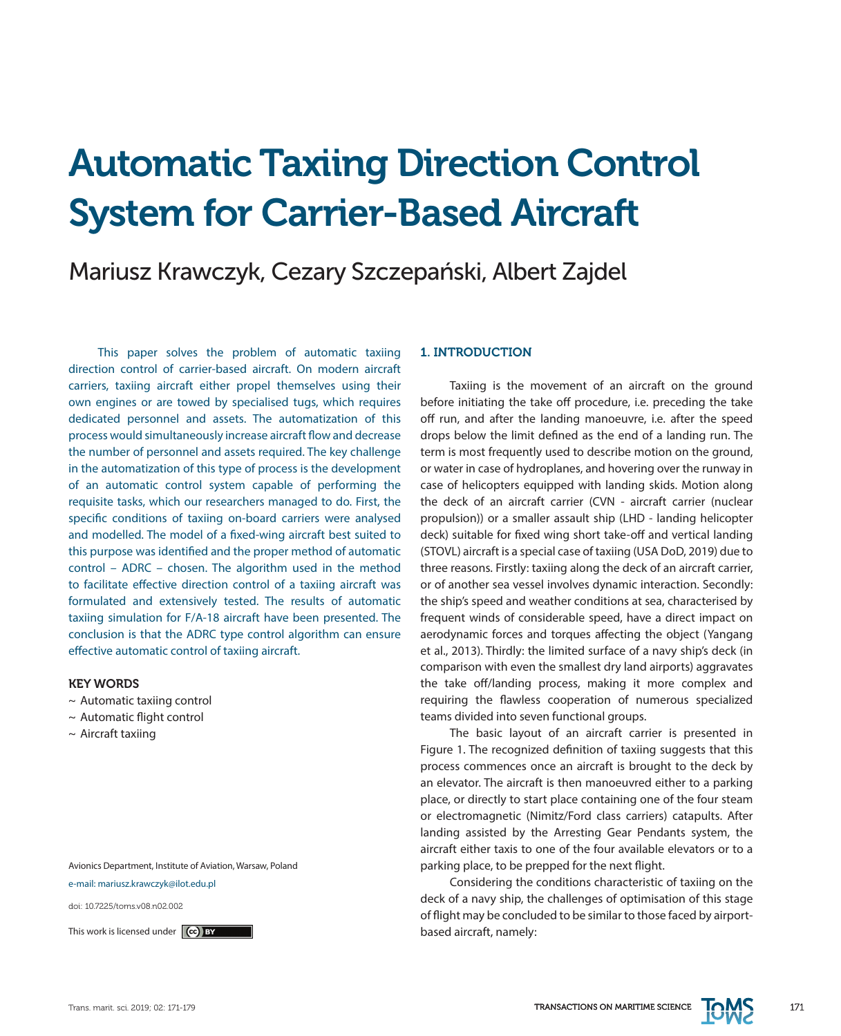# Automatic Taxiing Direction Control System for Carrier-Based Aircraft

Mariusz Krawczyk, Cezary Szczepański, Albert Zajdel

This paper solves the problem of automatic taxiing direction control of carrier-based aircraft. On modern aircraft carriers, taxiing aircraft either propel themselves using their own engines or are towed by specialised tugs, which requires dedicated personnel and assets. The automatization of this process would simultaneously increase aircraft flow and decrease the number of personnel and assets required. The key challenge in the automatization of this type of process is the development of an automatic control system capable of performing the requisite tasks, which our researchers managed to do. First, the specific conditions of taxiing on-board carriers were analysed and modelled. The model of a fixed-wing aircraft best suited to this purpose was identified and the proper method of automatic control – ADRC – chosen. The algorithm used in the method to facilitate effective direction control of a taxiing aircraft was formulated and extensively tested. The results of automatic taxiing simulation for F/A-18 aircraft have been presented. The conclusion is that the ADRC type control algorithm can ensure effective automatic control of taxiing aircraft.

### KEY WORDS

~ Automatic taxiing control
~ Automatic flight control
~ Aircraft taxiing

Avionics Department, Institute of Aviation, Warsaw, Poland

e-mail: mariusz.krawczyk@ilot.edu.pl

doi: 10.7225/toms.v08.n02.002

This work is licensed under CC BY

## 1. INTRODUCTION

Taxiing is the movement of an aircraft on the ground before initiating the take off procedure, i.e. preceding the take off run, and after the landing manoeuvre, i.e. after the speed drops below the limit defined as the end of a landing run. The term is most frequently used to describe motion on the ground, or water in case of hydroplanes, and hovering over the runway in case of helicopters equipped with landing skids. Motion along the deck of an aircraft carrier (CVN - aircraft carrier (nuclear propulsion)) or a smaller assault ship (LHD - landing helicopter deck) suitable for fixed wing short take-off and vertical landing (STOVL) aircraft is a special case of taxiing (USA DoD, 2019) due to three reasons. Firstly: taxiing along the deck of an aircraft carrier, or of another sea vessel involves dynamic interaction. Secondly: the ship's speed and weather conditions at sea, characterised by frequent winds of considerable speed, have a direct impact on aerodynamic forces and torques affecting the object (Yangang et al., 2013). Thirdly: the limited surface of a navy ship's deck (in comparison with even the smallest dry land airports) aggravates the take off/landing process, making it more complex and requiring the flawless cooperation of numerous specialized teams divided into seven functional groups.

The basic layout of an aircraft carrier is presented in Figure 1. The recognized definition of taxiing suggests that this process commences once an aircraft is brought to the deck by an elevator. The aircraft is then manoeuvred either to a parking place, or directly to start place containing one of the four steam or electromagnetic (Nimitz/Ford class carriers) catapults. After landing assisted by the Arresting Gear Pendants system, the aircraft either taxis to one of the four available elevators or to a parking place, to be prepped for the next flight.

Considering the conditions characteristic of taxiing on the deck of a navy ship, the challenges of optimisation of this stage of flight may be concluded to be similar to those faced by airport-based aircraft, namely: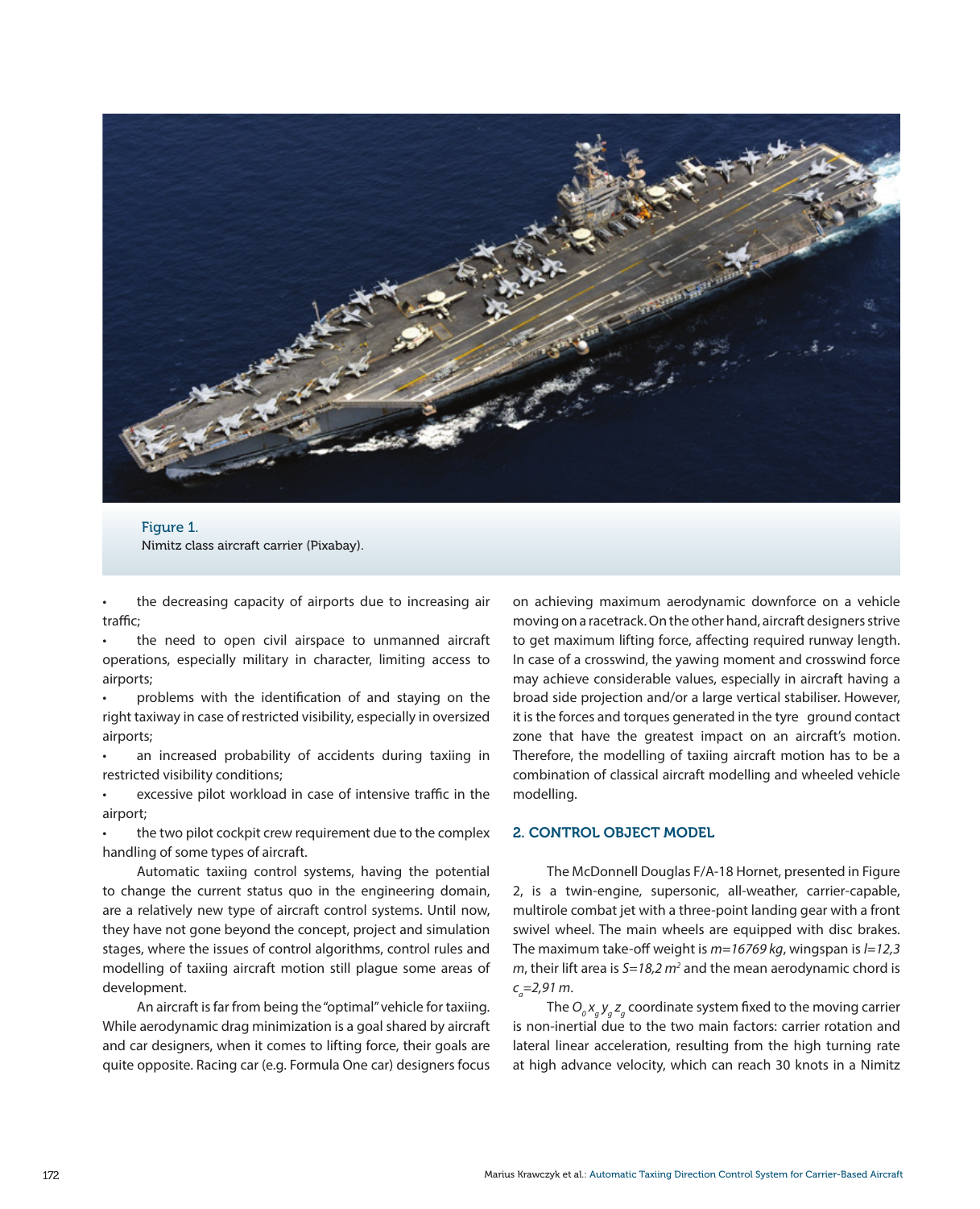Figure 1.
Nimitz class aircraft carrier (Pixabay).

- the decreasing capacity of airports due to increasing air traffic;
- the need to open civil airspace to unmanned aircraft operations, especially military in character, limiting access to airports;
- problems with the identification of and staying on the right taxiway in case of restricted visibility, especially in oversized airports;
- an increased probability of accidents during taxiing in restricted visibility conditions;
- excessive pilot workload in case of intensive traffic in the airport;
- the two pilot cockpit crew requirement due to the complex handling of some types of aircraft.

Automatic taxiing control systems, having the potential to change the current status quo in the engineering domain, are a relatively new type of aircraft control systems. Until now, they have not gone beyond the concept, project and simulation stages, where the issues of control algorithms, control rules and modelling of taxiing aircraft motion still plague some areas of development.

An aircraft is far from being the "optimal" vehicle for taxiing. While aerodynamic drag minimization is a goal shared by aircraft and car designers, when it comes to lifting force, their goals are quite opposite. Racing car (e.g. Formula One car) designers focus on achieving maximum aerodynamic downforce on a vehicle moving on a racetrack. On the other hand, aircraft designers strive to get maximum lifting force, affecting required runway length. In case of a crosswind, the yawing moment and crosswind force may achieve considerable values, especially in aircraft having a broad side projection and/or a large vertical stabiliser. However, it is the forces and torques generated in the tyre ground contact zone that have the greatest impact on an aircraft's motion. Therefore, the modelling of taxiing aircraft motion has to be a combination of classical aircraft modelling and wheeled vehicle modelling.

## 2. CONTROL OBJECT MODEL

The McDonnell Douglas F/A-18 Hornet, presented in Figure 2, is a twin-engine, supersonic, all-weather, carrier-capable, multirole combat jet with a three-point landing gear with a front swivel wheel. The main wheels are equipped with disc brakes. The maximum take-off weight is $m=16769\ kg$, wingspan is $l=12{,}3\ m$, their lift area is $S=18{,}2\ m^2$ and the mean aerodynamic chord is $c_a=2{,}91\ m$.

The $O_0 x_g y_g z_g$ coordinate system fixed to the moving carrier is non-inertial due to the two main factors: carrier rotation and lateral linear acceleration, resulting from the high turning rate at high advance velocity, which can reach 30 knots in a Nimitz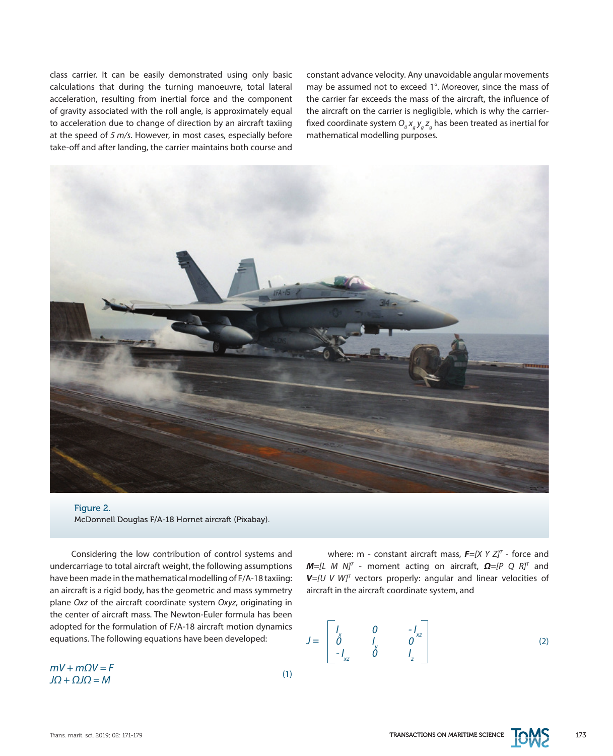class carrier. It can be easily demonstrated using only basic calculations that during the turning manoeuvre, total lateral acceleration, resulting from inertial force and the component of gravity associated with the roll angle, is approximately equal to acceleration due to change of direction by an aircraft taxiing at the speed of *5 m/s*. However, in most cases, especially before take-off and after landing, the carrier maintains both course and constant advance velocity. Any unavoidable angular movements may be assumed not to exceed 1°. Moreover, since the mass of the carrier far exceeds the mass of the aircraft, the influence of the aircraft on the carrier is negligible, which is why the carrier-fixed coordinate system $O_0 x_g y_g z_g$ has been treated as inertial for mathematical modelling purposes.

Figure 2.
McDonnell Douglas F/A-18 Hornet aircraft (Pixabay).

Considering the low contribution of control systems and undercarriage to total aircraft weight, the following assumptions have been made in the mathematical modelling of F/A-18 taxiing: an aircraft is a rigid body, has the geometric and mass symmetry plane *Oxz* of the aircraft coordinate system *Oxyz*, originating in the center of aircraft mass. The Newton-Euler formula has been adopted for the formulation of F/A-18 aircraft motion dynamics equations. The following equations have been developed:

$$
\begin{aligned}
mV + m\Omega V &= F \\
J\Omega + \Omega J\Omega &= M
\end{aligned}
\tag{1}
$$

where: m - constant aircraft mass, $\boldsymbol{F}=[X\ Y\ Z]^T$ - force and $\boldsymbol{M}=[L\ M\ N]^T$ - moment acting on aircraft, $\boldsymbol{\Omega}=[P\ Q\ R]^T$ and $\boldsymbol{V}=[U\ V\ W]^T$ vectors properly: angular and linear velocities of aircraft in the aircraft coordinate system, and

$$
J = \begin{bmatrix} I_x & 0 & -I_{xz} \\ 0 & I_y & 0 \\ -I_{xz} & 0 & I_z \end{bmatrix}
\tag{2}
$$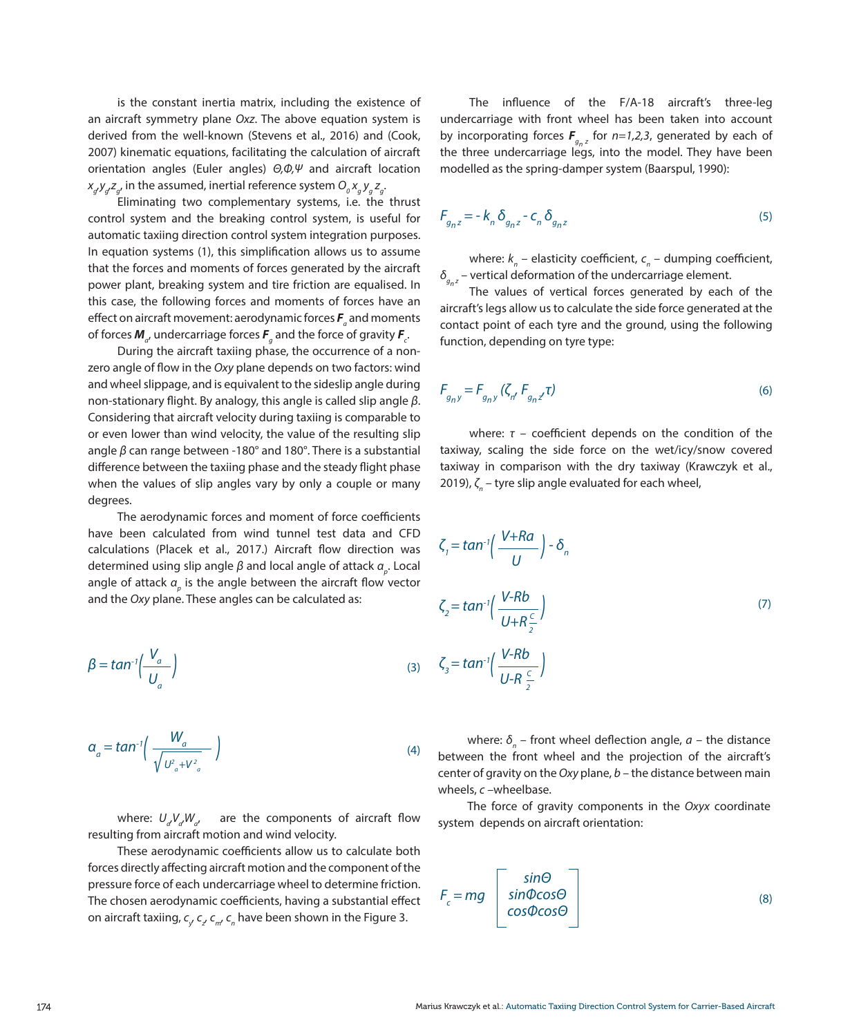is the constant inertia matrix, including the existence of an aircraft symmetry plane *Oxz*. The above equation system is derived from the well-known (Stevens et al., 2016) and (Cook, 2007) kinematic equations, facilitating the calculation of aircraft orientation angles (Euler angles) $\Theta, \Phi, \Psi$ and aircraft location $x_g, y_g, z_g$, in the assumed, inertial reference system $O_0 x_g y_g z_g$.

Eliminating two complementary systems, i.e. the thrust control system and the breaking control system, is useful for automatic taxiing direction control system integration purposes. In equation systems (1), this simplification allows us to assume that the forces and moments of forces generated by the aircraft power plant, breaking system and tire friction are equalised. In this case, the following forces and moments of forces have an effect on aircraft movement: aerodynamic forces $\boldsymbol{F}_a$ and moments of forces $\boldsymbol{M}_a$, undercarriage forces $\boldsymbol{F}_g$ and the force of gravity $\boldsymbol{F}_c$.

During the aircraft taxiing phase, the occurrence of a non-zero angle of flow in the *Oxy* plane depends on two factors: wind and wheel slippage, and is equivalent to the sideslip angle during non-stationary flight. By analogy, this angle is called slip angle $\beta$. Considering that aircraft velocity during taxiing is comparable to or even lower than wind velocity, the value of the resulting slip angle $\beta$ can range between -180° and 180°. There is a substantial difference between the taxiing phase and the steady flight phase when the values of slip angles vary by only a couple or many degrees.

The aerodynamic forces and moment of force coefficients have been calculated from wind tunnel test data and CFD calculations (Placek et al., 2017.) Aircraft flow direction was determined using slip angle $\beta$ and local angle of attack $\alpha_p$. Local angle of attack $\alpha_p$ is the angle between the aircraft flow vector and the *Oxy* plane. These angles can be calculated as:

$$\beta = tan^{-1}\left(\frac{V_a}{U_a}\right) \tag{3}$$

$$\alpha_a = tan^{-1}\left(\frac{W_a}{\sqrt{U_a^2+V_a^2}}\right) \tag{4}$$

where: $U_a, V_a, W_a$, are the components of aircraft flow resulting from aircraft motion and wind velocity.

These aerodynamic coefficients allow us to calculate both forces directly affecting aircraft motion and the component of the pressure force of each undercarriage wheel to determine friction. The chosen aerodynamic coefficients, having a substantial effect on aircraft taxiing, $c_y$, $c_z$, $c_m$, $c_n$ have been shown in the Figure 3.

The influence of the F/A-18 aircraft's three-leg undercarriage with front wheel has been taken into account by incorporating forces $\boldsymbol{F}_{g_n z}$ for $n=1,2,3$, generated by each of the three undercarriage legs, into the model. They have been modelled as the spring-damper system (Baarspul, 1990):

$$F_{g_n z} = -k_n \delta_{g_n z} - c_n \delta_{g_n z} \tag{5}$$

where: $k_n$ – elasticity coefficient, $c_n$ – dumping coefficient, $\delta_{g_n z}$ – vertical deformation of the undercarriage element.

The values of vertical forces generated by each of the aircraft's legs allow us to calculate the side force generated at the contact point of each tyre and the ground, using the following function, depending on tyre type:

$$F_{g_n y} = F_{g_n y}(\zeta_n, F_{g_n z}, \tau) \tag{6}$$

where: $\tau$ – coefficient depends on the condition of the taxiway, scaling the side force on the wet/icy/snow covered taxiway in comparison with the dry taxiway (Krawczyk et al., 2019), $\zeta_n$ – tyre slip angle evaluated for each wheel,

$$\begin{aligned}
\zeta_1 &= tan^{-1}\left(\frac{V+Ra}{U}\right) - \delta_n \\
\zeta_2 &= tan^{-1}\left(\frac{V-Rb}{U+R\frac{c}{2}}\right) \\
\zeta_3 &= tan^{-1}\left(\frac{V-Rb}{U-R\frac{c}{2}}\right)
\end{aligned} \tag{7}$$

where: $\delta_n$ – front wheel deflection angle, $a$ – the distance between the front wheel and the projection of the aircraft's center of gravity on the *Oxy* plane, $b$ – the distance between main wheels, $c$ –wheelbase.

The force of gravity components in the *Oxyx* coordinate system depends on aircraft orientation:

$$F_c = mg \begin{bmatrix} sin\Theta \\ sin\Phi cos\Theta \\ cos\Phi cos\Theta \end{bmatrix} \tag{8}$$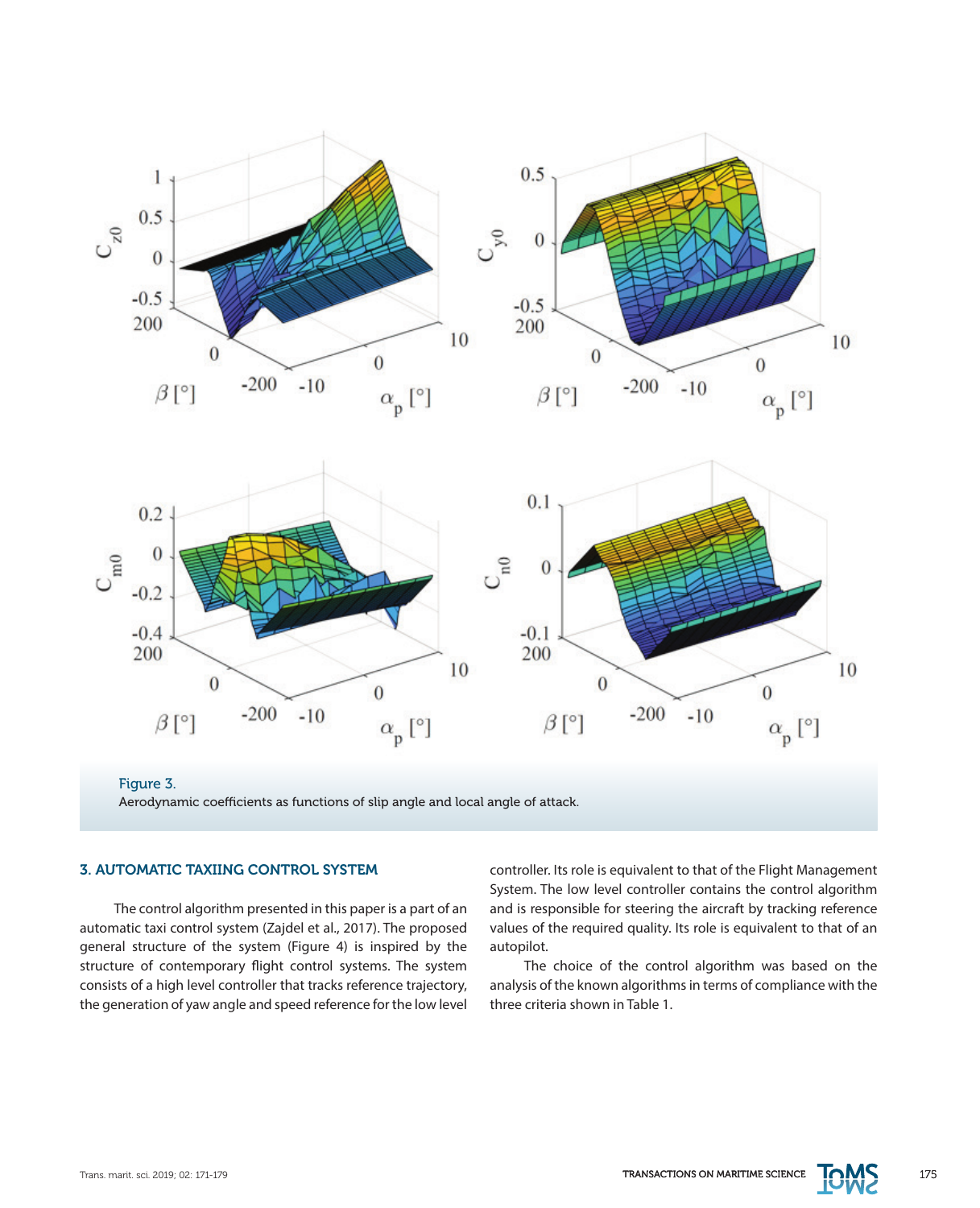Figure 3.
Aerodynamic coefficients as functions of slip angle and local angle of attack.

### 3. AUTOMATIC TAXIING CONTROL SYSTEM

The control algorithm presented in this paper is a part of an automatic taxi control system (Zajdel et al., 2017). The proposed general structure of the system (Figure 4) is inspired by the structure of contemporary flight control systems. The system consists of a high level controller that tracks reference trajectory, the generation of yaw angle and speed reference for the low level controller. Its role is equivalent to that of the Flight Management System. The low level controller contains the control algorithm and is responsible for steering the aircraft by tracking reference values of the required quality. Its role is equivalent to that of an autopilot.

The choice of the control algorithm was based on the analysis of the known algorithms in terms of compliance with the three criteria shown in Table 1.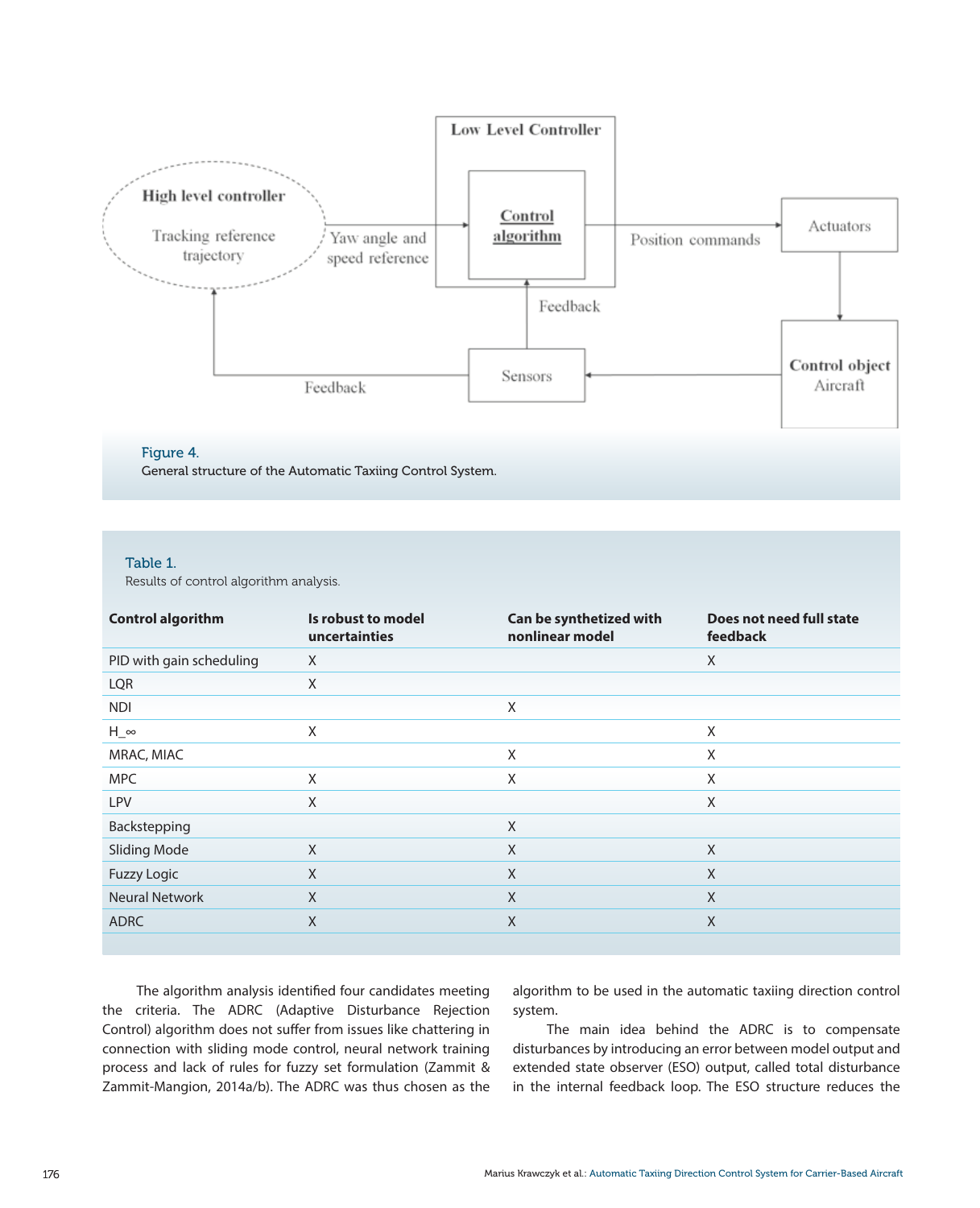Figure 4.
General structure of the Automatic Taxiing Control System.

Table 1.
Results of control algorithm analysis.

| Control algorithm | Is robust to model uncertainties | Can be synthetized with nonlinear model | Does not need full state feedback |
|---|---|---|---|
| PID with gain scheduling | X | | X |
| LQR | X | | |
| NDI | | X | |
| $H_\infty$ | X | | X |
| MRAC, MIAC | | X | X |
| MPC | X | X | X |
| LPV | X | | X |
| Backstepping | | X | |
| Sliding Mode | X | X | X |
| Fuzzy Logic | X | X | X |
| Neural Network | X | X | X |
| ADRC | X | X | X |

The algorithm analysis identified four candidates meeting the criteria. The ADRC (Adaptive Disturbance Rejection Control) algorithm does not suffer from issues like chattering in connection with sliding mode control, neural network training process and lack of rules for fuzzy set formulation (Zammit & Zammit-Mangion, 2014a/b). The ADRC was thus chosen as the algorithm to be used in the automatic taxiing direction control system.

The main idea behind the ADRC is to compensate disturbances by introducing an error between model output and extended state observer (ESO) output, called total disturbance in the internal feedback loop. The ESO structure reduces the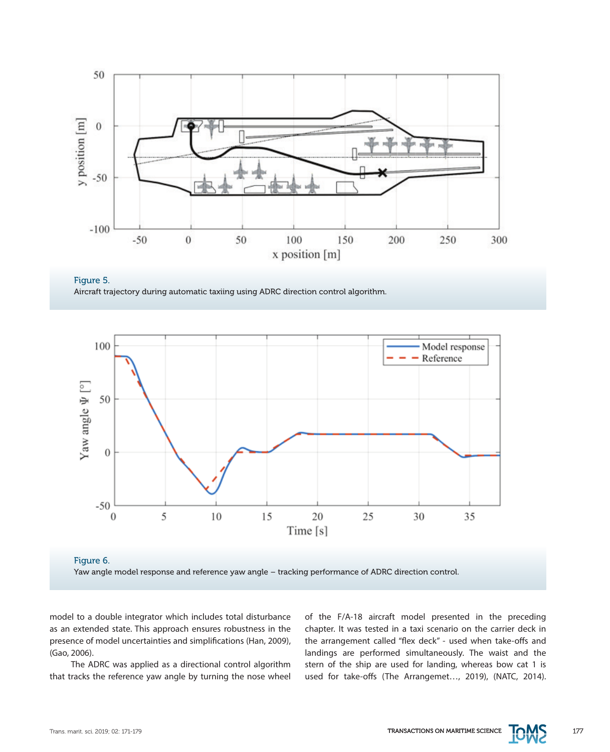Figure 5.
Aircraft trajectory during automatic taxiing using ADRC direction control algorithm.

Figure 6.
Yaw angle model response and reference yaw angle – tracking performance of ADRC direction control.

model to a double integrator which includes total disturbance as an extended state. This approach ensures robustness in the presence of model uncertainties and simplifications (Han, 2009), (Gao, 2006).

The ADRC was applied as a directional control algorithm that tracks the reference yaw angle by turning the nose wheel of the F/A-18 aircraft model presented in the preceding chapter. It was tested in a taxi scenario on the carrier deck in the arrangement called "flex deck" - used when take-offs and landings are performed simultaneously. The waist and the stern of the ship are used for landing, whereas bow cat 1 is used for take-offs (The Arrangemet…, 2019), (NATC, 2014).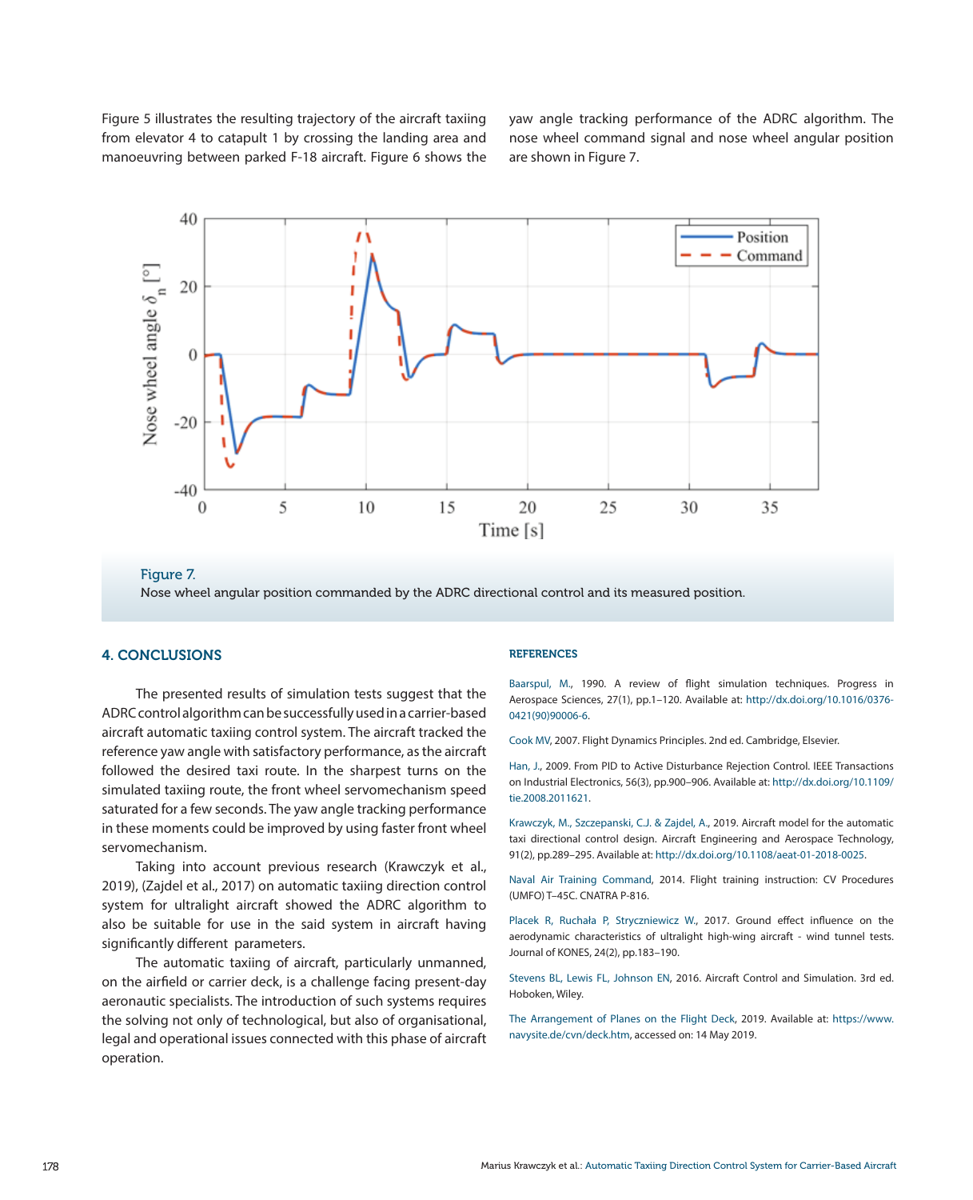Figure 5 illustrates the resulting trajectory of the aircraft taxiing from elevator 4 to catapult 1 by crossing the landing area and manoeuvring between parked F-18 aircraft. Figure 6 shows the yaw angle tracking performance of the ADRC algorithm. The nose wheel command signal and nose wheel angular position are shown in Figure 7.

Figure 7.
Nose wheel angular position commanded by the ADRC directional control and its measured position.

## 4. CONCLUSIONS

The presented results of simulation tests suggest that the ADRC control algorithm can be successfully used in a carrier-based aircraft automatic taxiing control system. The aircraft tracked the reference yaw angle with satisfactory performance, as the aircraft followed the desired taxi route. In the sharpest turns on the simulated taxiing route, the front wheel servomechanism speed saturated for a few seconds. The yaw angle tracking performance in these moments could be improved by using faster front wheel servomechanism.

Taking into account previous research (Krawczyk et al., 2019), (Zajdel et al., 2017) on automatic taxiing direction control system for ultralight aircraft showed the ADRC algorithm to also be suitable for use in the said system in aircraft having significantly different parameters.

The automatic taxiing of aircraft, particularly unmanned, on the airfield or carrier deck, is a challenge facing present-day aeronautic specialists. The introduction of such systems requires the solving not only of technological, but also of organisational, legal and operational issues connected with this phase of aircraft operation.

## REFERENCES

Baarspul, M., 1990. A review of flight simulation techniques. Progress in Aerospace Sciences, 27(1), pp.1–120. Available at: http://dx.doi.org/10.1016/0376-0421(90)90006-6.

Cook MV, 2007. Flight Dynamics Principles. 2nd ed. Cambridge, Elsevier.

Han, J., 2009. From PID to Active Disturbance Rejection Control. IEEE Transactions on Industrial Electronics, 56(3), pp.900–906. Available at: http://dx.doi.org/10.1109/tie.2008.2011621.

Krawczyk, M., Szczepanski, C.J. & Zajdel, A., 2019. Aircraft model for the automatic taxi directional control design. Aircraft Engineering and Aerospace Technology, 91(2), pp.289–295. Available at: http://dx.doi.org/10.1108/aeat-01-2018-0025.

Naval Air Training Command, 2014. Flight training instruction: CV Procedures (UMFO) T–45C. CNATRA P-816.

Placek R, Ruchała P, Stryczniewicz W., 2017. Ground effect influence on the aerodynamic characteristics of ultralight high-wing aircraft - wind tunnel tests. Journal of KONES, 24(2), pp.183–190.

Stevens BL, Lewis FL, Johnson EN, 2016. Aircraft Control and Simulation. 3rd ed. Hoboken, Wiley.

The Arrangement of Planes on the Flight Deck, 2019. Available at: https://www.navysite.de/cvn/deck.htm, accessed on: 14 May 2019.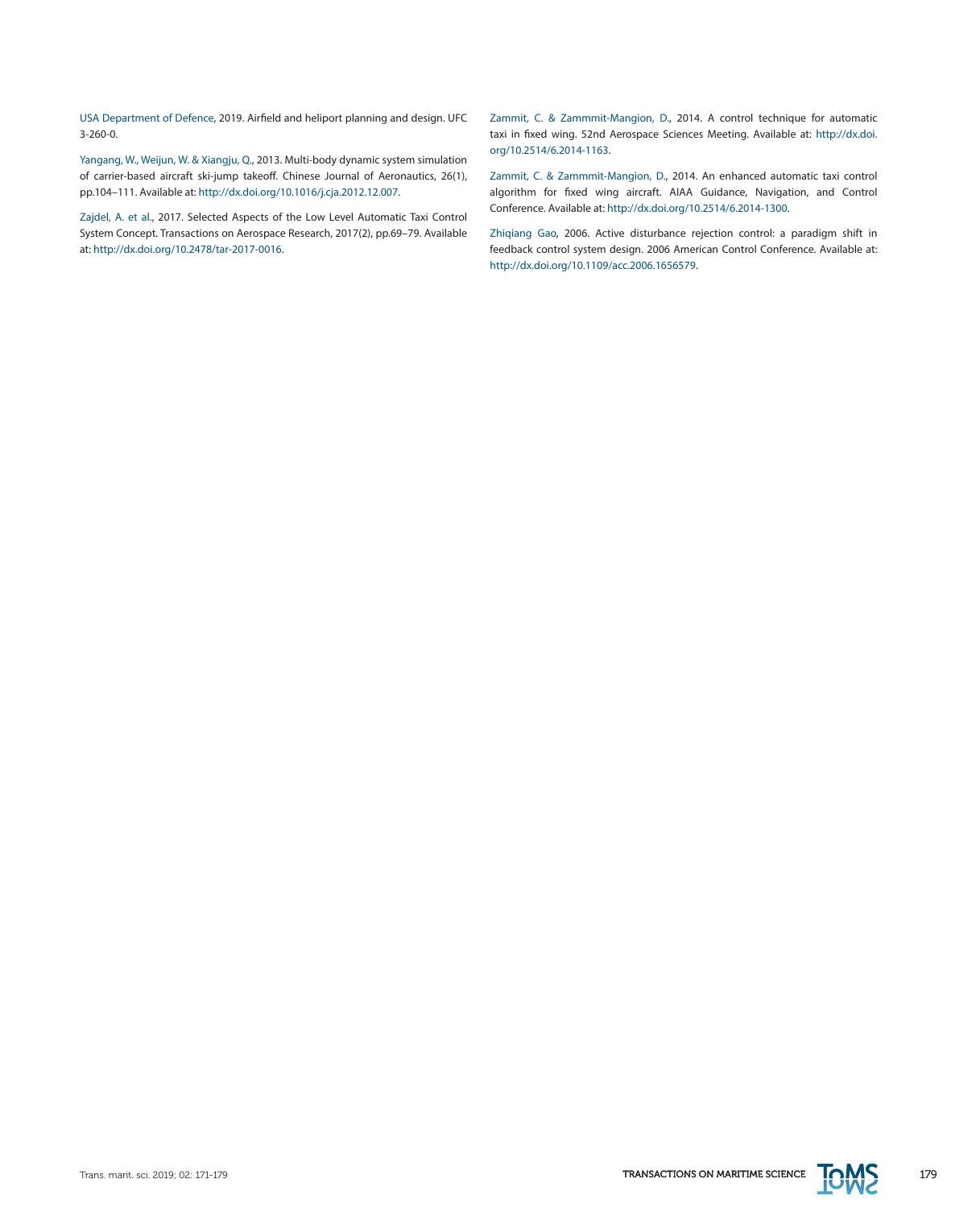USA Department of Defence, 2019. Airfield and heliport planning and design. UFC 3-260-0.

Yangang, W., Weijun, W. & Xiangju, Q., 2013. Multi-body dynamic system simulation of carrier-based aircraft ski-jump takeoff. Chinese Journal of Aeronautics, 26(1), pp.104–111. Available at: http://dx.doi.org/10.1016/j.cja.2012.12.007.

Zajdel, A. et al., 2017. Selected Aspects of the Low Level Automatic Taxi Control System Concept. Transactions on Aerospace Research, 2017(2), pp.69–79. Available at: http://dx.doi.org/10.2478/tar-2017-0016.

Zammit, C. & Zammmit-Mangion, D., 2014. A control technique for automatic taxi in fixed wing. 52nd Aerospace Sciences Meeting. Available at: http://dx.doi.org/10.2514/6.2014-1163.

Zammit, C. & Zammmit-Mangion, D., 2014. An enhanced automatic taxi control algorithm for fixed wing aircraft. AIAA Guidance, Navigation, and Control Conference. Available at: http://dx.doi.org/10.2514/6.2014-1300.

Zhiqiang Gao, 2006. Active disturbance rejection control: a paradigm shift in feedback control system design. 2006 American Control Conference. Available at: http://dx.doi.org/10.1109/acc.2006.1656579.